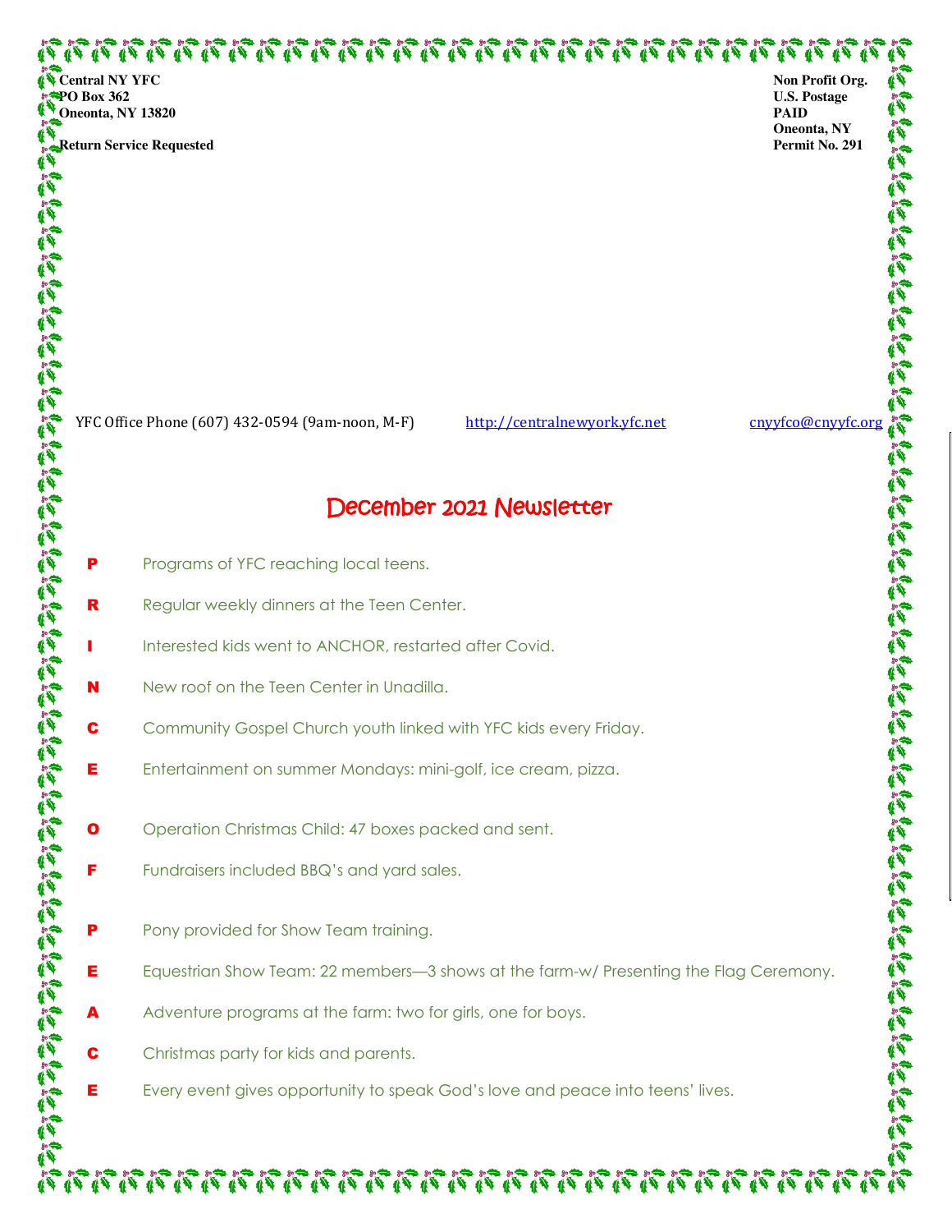**Central NY YFC**
**PO Box 362**
**Oneonta, NY 13820**

**Return Service Requested**

**Non Profit Org.**
**U.S. Postage**
**PAID**
**Oneonta, NY**
**Permit No. 291**

YFC Office Phone (607) 432-0594 (9am-noon, M-F) http://centralnewyork.yfc.net cnyyfco@cnyyfc.org

# December 2021 Newsletter

**P** Programs of YFC reaching local teens.

**R** Regular weekly dinners at the Teen Center.

**I** Interested kids went to ANCHOR, restarted after Covid.

**N** New roof on the Teen Center in Unadilla.

**C** Community Gospel Church youth linked with YFC kids every Friday.

**E** Entertainment on summer Mondays: mini-golf, ice cream, pizza.

**O** Operation Christmas Child: 47 boxes packed and sent.

**F** Fundraisers included BBQ's and yard sales.

**P** Pony provided for Show Team training.

**E** Equestrian Show Team: 22 members—3 shows at the farm-w/ Presenting the Flag Ceremony.

**A** Adventure programs at the farm: two for girls, one for boys.

**C** Christmas party for kids and parents.

**E** Every event gives opportunity to speak God's love and peace into teens' lives.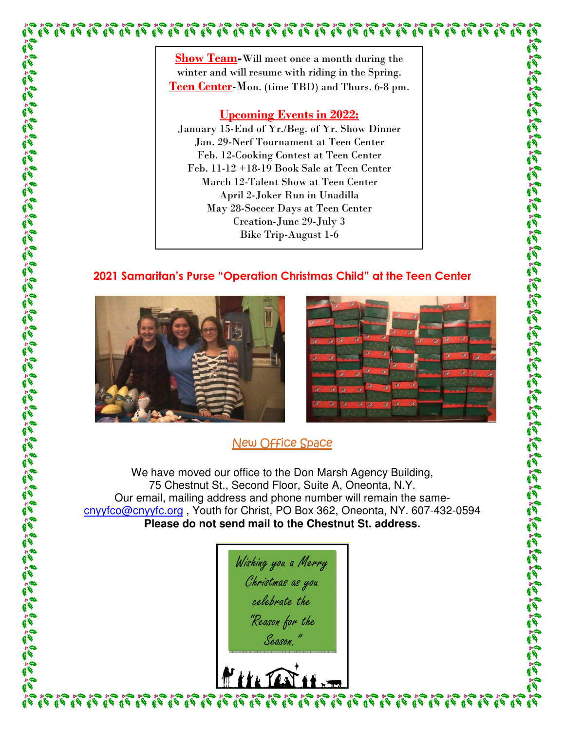**Show Team**-Will meet once a month during the winter and will resume with riding in the Spring.
**Teen Center**-Mon. (time TBD) and Thurs. 6-8 pm.

## Upcoming Events in 2022:

January 15-End of Yr./Beg. of Yr. Show Dinner
Jan. 29-Nerf Tournament at Teen Center
Feb. 12-Cooking Contest at Teen Center
Feb. 11-12 +18-19 Book Sale at Teen Center
March 12-Talent Show at Teen Center
April 2-Joker Run in Unadilla
May 28-Soccer Days at Teen Center
Creation-June 29-July 3
Bike Trip-August 1-6

## 2021 Samaritan's Purse "Operation Christmas Child" at the Teen Center

## New Office Space

We have moved our office to the Don Marsh Agency Building,
75 Chestnut St., Second Floor, Suite A, Oneonta, N.Y.
Our email, mailing address and phone number will remain the same-
cnyyfco@cnyyfc.org , Youth for Christ, PO Box 362, Oneonta, NY. 607-432-0594
**Please do not send mail to the Chestnut St. address.**

*Wishing you a Merry Christmas as you celebrate the "Reason for the Season."*